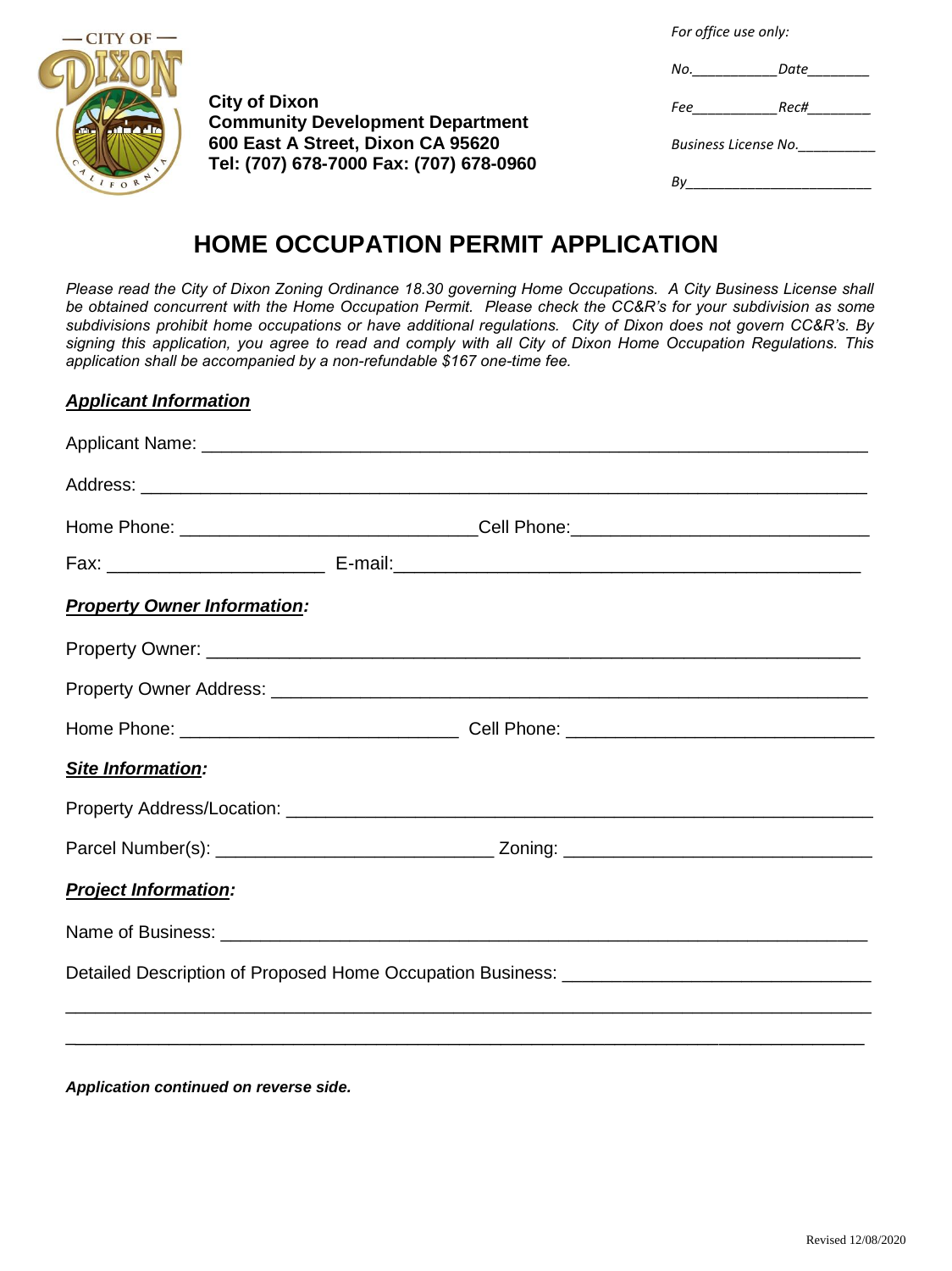City of Dixon
**Community Development Department**
**600 East A Street, Dixon CA 95620**
**Tel: (707) 678-7000 Fax: (707) 678-0960**

*For office use only:*

*No.*___________*Date*________

*Fee*___________*Rec#*________

*Business License No.*__________

*By*________________________

# HOME OCCUPATION PERMIT APPLICATION

*Please read the City of Dixon Zoning Ordinance 18.30 governing Home Occupations. A City Business License shall be obtained concurrent with the Home Occupation Permit. Please check the CC&R's for your subdivision as some subdivisions prohibit home occupations or have additional regulations. City of Dixon does not govern CC&R's. By signing this application, you agree to read and comply with all City of Dixon Home Occupation Regulations. This application shall be accompanied by a non-refundable $167 one-time fee.*

***Applicant Information***

Applicant Name: ______________________________________________________________

Address: ___________________________________________________________________

Home Phone: _____________________________ Cell Phone: _____________________________

Fax: ______________________ E-mail: _______________________________________________

***Property Owner Information:***

Property Owner: ______________________________________________________________

Property Owner Address: _______________________________________________________

Home Phone: ____________________________ Cell Phone: _______________________________

***Site Information:***

Property Address/Location: ______________________________________________________

Parcel Number(s): ____________________________ Zoning: _______________________________

***Project Information:***

Name of Business: ___________________________________________________________

Detailed Description of Proposed Home Occupation Business: ______________________________

_____________________________________________________________________________

_____________________________________________________________________________

***Application continued on reverse side.***

Revised 12/08/2020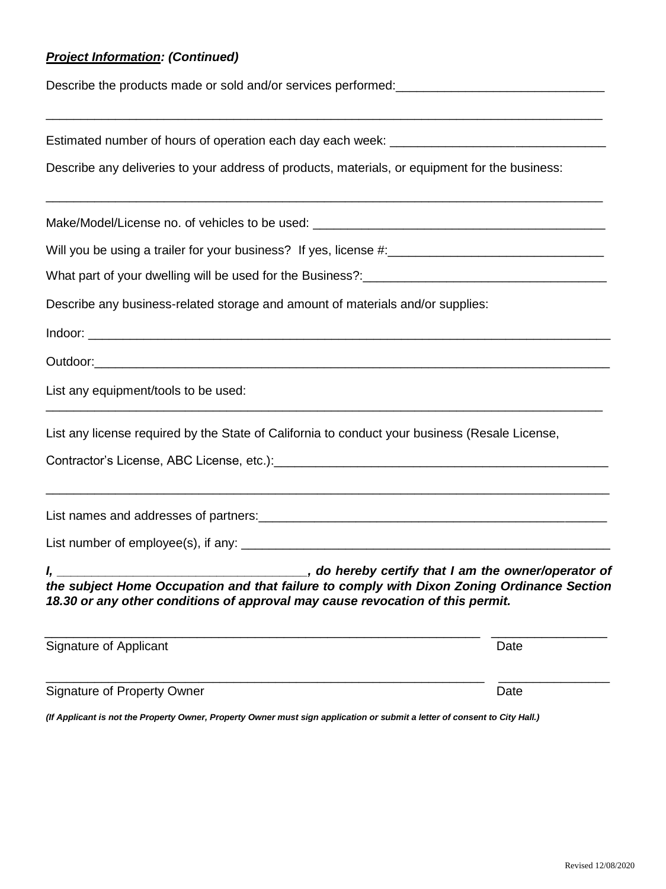***Project Information*: (Continued)**

Describe the products made or sold and/or services performed:______________________________

________________________________________________________________________________

Estimated number of hours of operation each day each week: _______________________________

Describe any deliveries to your address of products, materials, or equipment for the business:

________________________________________________________________________________

Make/Model/License no. of vehicles to be used: __________________________________________

Will you be using a trailer for your business? If yes, license #:_______________________________

What part of your dwelling will be used for the Business?:___________________________________

Describe any business-related storage and amount of materials and/or supplies:

Indoor: ___________________________________________________________________________

Outdoor:__________________________________________________________________________

List any equipment/tools to be used:

________________________________________________________________________________

List any license required by the State of California to conduct your business (Resale License,

Contractor's License, ABC License, etc.):_________________________________________________

__________________________________________________________________________________

List names and addresses of partners:____________________________________________________

List number of employee(s), if any: ______________________________________________________

***I, ___________________________________, do hereby certify that I am the owner/operator of the subject Home Occupation and that failure to comply with Dixon Zoning Ordinance Section 18.30 or any other conditions of approval may cause revocation of this permit.***

_______________________________________________________________ ________________

Signature of Applicant Date

_______________________________________________________________ ________________

Signature of Property Owner Date

***(If Applicant is not the Property Owner, Property Owner must sign application or submit a letter of consent to City Hall.)***

Revised 12/08/2020